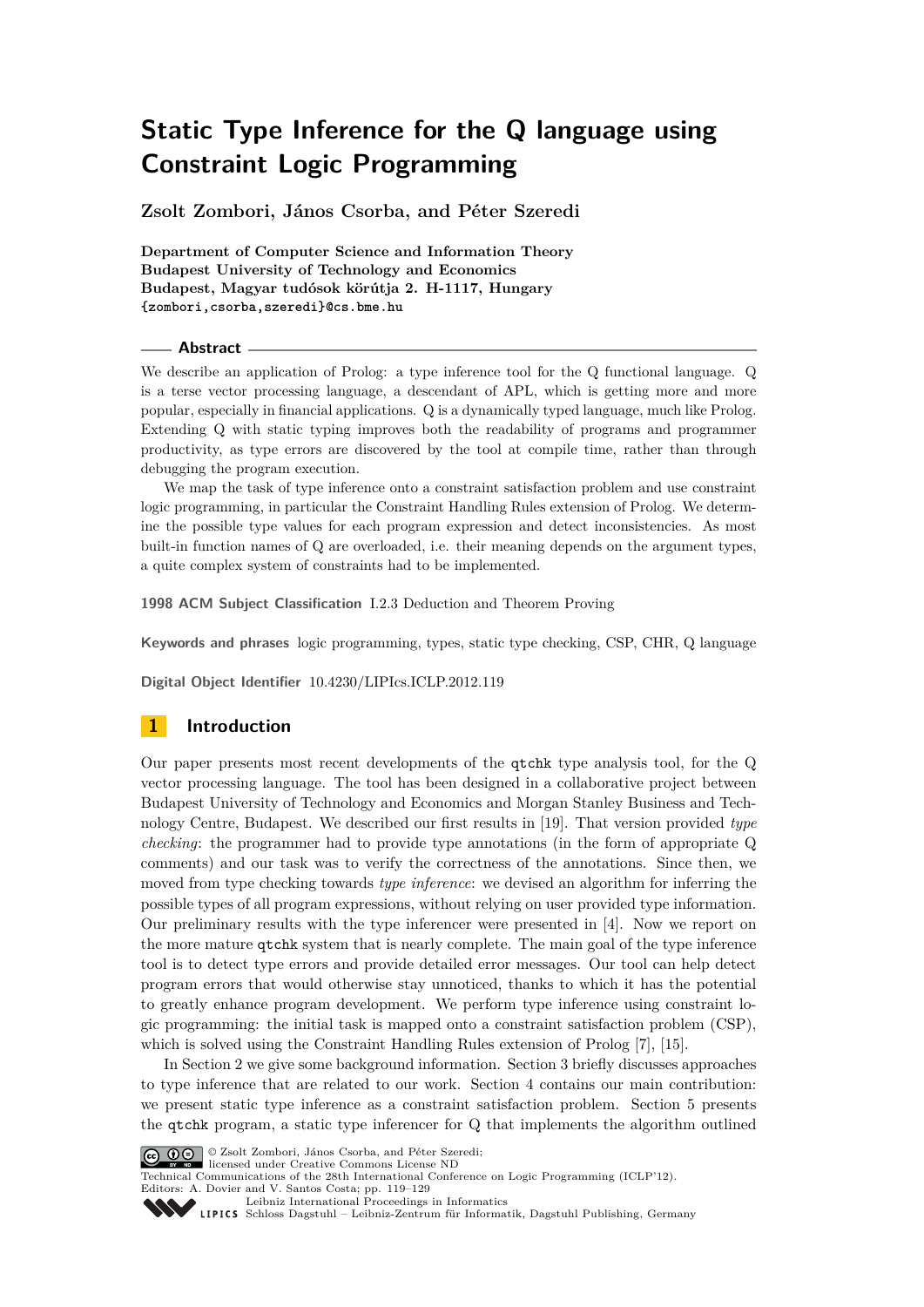# Static Type Inference for the Q language using Constraint Logic Programming

**Zsolt Zombori, János Csorba, and Péter Szeredi**

**Department of Computer Science and Information Theory**
**Budapest University of Technology and Economics**
**Budapest, Magyar tudósok körútja 2. H-1117, Hungary**
**{zombori,csorba,szeredi}@cs.bme.hu**

## Abstract

We describe an application of Prolog: a type inference tool for the Q functional language. Q is a terse vector processing language, a descendant of APL, which is getting more and more popular, especially in financial applications. Q is a dynamically typed language, much like Prolog. Extending Q with static typing improves both the readability of programs and programmer productivity, as type errors are discovered by the tool at compile time, rather than through debugging the program execution.

We map the task of type inference onto a constraint satisfaction problem and use constraint logic programming, in particular the Constraint Handling Rules extension of Prolog. We determine the possible type values for each program expression and detect inconsistencies. As most built-in function names of Q are overloaded, i.e. their meaning depends on the argument types, a quite complex system of constraints had to be implemented.

**1998 ACM Subject Classification** I.2.3 Deduction and Theorem Proving

**Keywords and phrases** logic programming, types, static type checking, CSP, CHR, Q language

**Digital Object Identifier** 10.4230/LIPIcs.ICLP.2012.119

## 1 Introduction

Our paper presents most recent developments of the `qtchk` type analysis tool, for the Q vector processing language. The tool has been designed in a collaborative project between Budapest University of Technology and Economics and Morgan Stanley Business and Technology Centre, Budapest. We described our first results in [19]. That version provided *type checking*: the programmer had to provide type annotations (in the form of appropriate Q comments) and our task was to verify the correctness of the annotations. Since then, we moved from type checking towards *type inference*: we devised an algorithm for inferring the possible types of all program expressions, without relying on user provided type information. Our preliminary results with the type inferencer were presented in [4]. Now we report on the more mature `qtchk` system that is nearly complete. The main goal of the type inference tool is to detect type errors and provide detailed error messages. Our tool can help detect program errors that would otherwise stay unnoticed, thanks to which it has the potential to greatly enhance program development. We perform type inference using constraint logic programming: the initial task is mapped onto a constraint satisfaction problem (CSP), which is solved using the Constraint Handling Rules extension of Prolog [7], [15].

In Section 2 we give some background information. Section 3 briefly discusses approaches to type inference that are related to our work. Section 4 contains our main contribution: we present static type inference as a constraint satisfaction problem. Section 5 presents the `qtchk` program, a static type inferencer for Q that implements the algorithm outlined

© Zsolt Zombori, János Csorba, and Péter Szeredi;
licensed under Creative Commons License ND
Technical Communications of the 28th International Conference on Logic Programming (ICLP'12).
Editors: A. Dovier and V. Santos Costa; pp. 119–129
Leibniz International Proceedings in Informatics
Schloss Dagstuhl – Leibniz-Zentrum für Informatik, Dagstuhl Publishing, Germany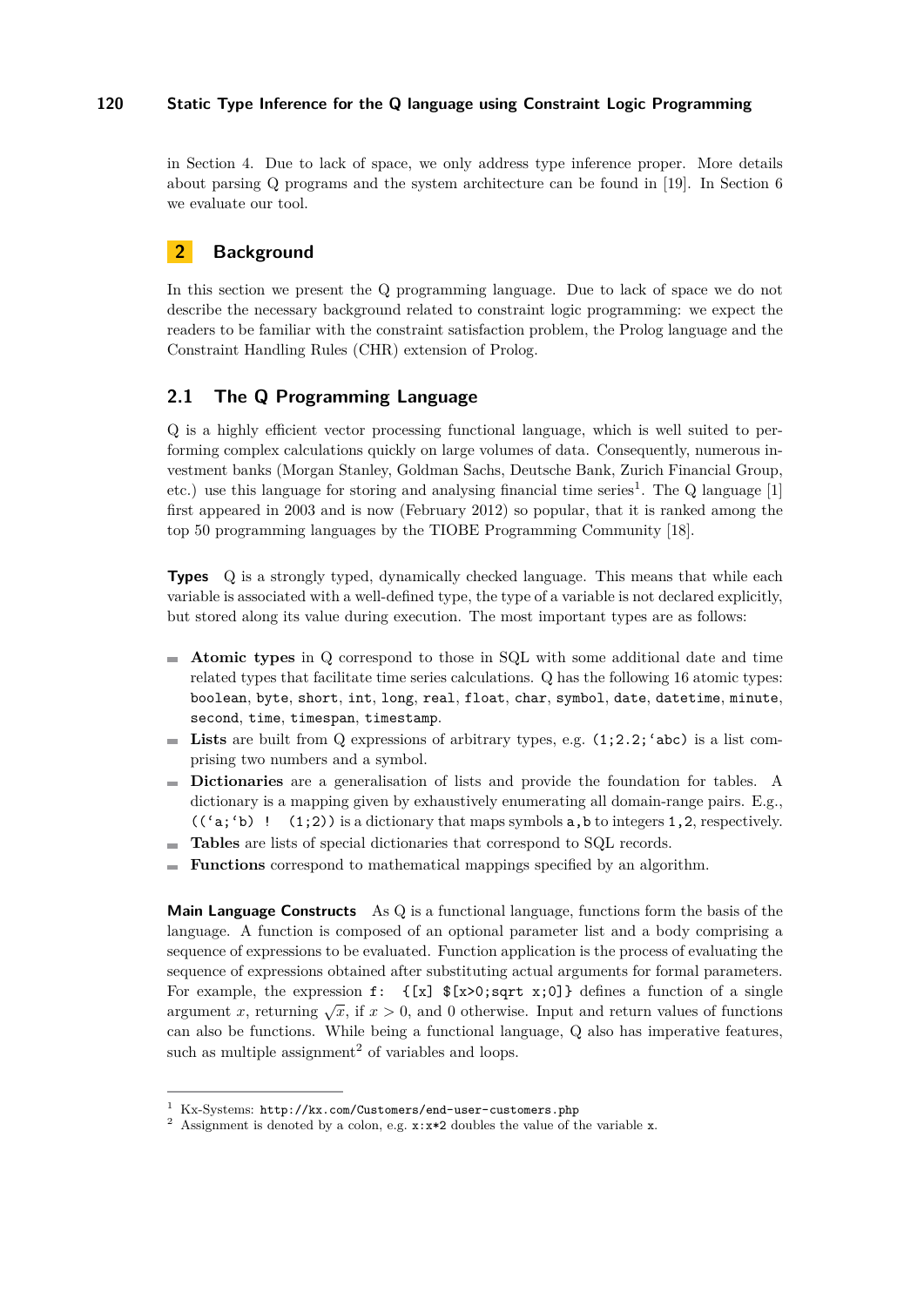in Section 4. Due to lack of space, we only address type inference proper. More details about parsing Q programs and the system architecture can be found in [19]. In Section 6 we evaluate our tool.

## 2 Background

In this section we present the Q programming language. Due to lack of space we do not describe the necessary background related to constraint logic programming: we expect the readers to be familiar with the constraint satisfaction problem, the Prolog language and the Constraint Handling Rules (CHR) extension of Prolog.

### 2.1 The Q Programming Language

Q is a highly efficient vector processing functional language, which is well suited to performing complex calculations quickly on large volumes of data. Consequently, numerous investment banks (Morgan Stanley, Goldman Sachs, Deutsche Bank, Zurich Financial Group, etc.) use this language for storing and analysing financial time series[1]. The Q language [1] first appeared in 2003 and is now (February 2012) so popular, that it is ranked among the top 50 programming languages by the TIOBE Programming Community [18].

**Types** Q is a strongly typed, dynamically checked language. This means that while each variable is associated with a well-defined type, the type of a variable is not declared explicitly, but stored along its value during execution. The most important types are as follows:

- **Atomic types** in Q correspond to those in SQL with some additional date and time related types that facilitate time series calculations. Q has the following 16 atomic types: `boolean`, `byte`, `short`, `int`, `long`, `real`, `float`, `char`, `symbol`, `date`, `datetime`, `minute`, `second`, `time`, `timespan`, `timestamp`.
- **Lists** are built from Q expressions of arbitrary types, e.g. `(1;2.2;‘abc)` is a list comprising two numbers and a symbol.
- **Dictionaries** are a generalisation of lists and provide the foundation for tables. A dictionary is a mapping given by exhaustively enumerating all domain-range pairs. E.g., `((‘a;‘b) ! (1;2))` is a dictionary that maps symbols `a,b` to integers `1,2`, respectively.
- **Tables** are lists of special dictionaries that correspond to SQL records.
- **Functions** correspond to mathematical mappings specified by an algorithm.

**Main Language Constructs** As Q is a functional language, functions form the basis of the language. A function is composed of an optional parameter list and a body comprising a sequence of expressions to be evaluated. Function application is the process of evaluating the sequence of expressions obtained after substituting actual arguments for formal parameters. For example, the expression `f: {[x] $[x>0;sqrt x;0]}` defines a function of a single argument $x$, returning $\sqrt{x}$, if $x > 0$, and 0 otherwise. Input and return values of functions can also be functions. While being a functional language, Q also has imperative features, such as multiple assignment[2] of variables and loops.

---

[1] Kx-Systems: `http://kx.com/Customers/end-user-customers.php`

[2] Assignment is denoted by a colon, e.g. `x:x*2` doubles the value of the variable `x`.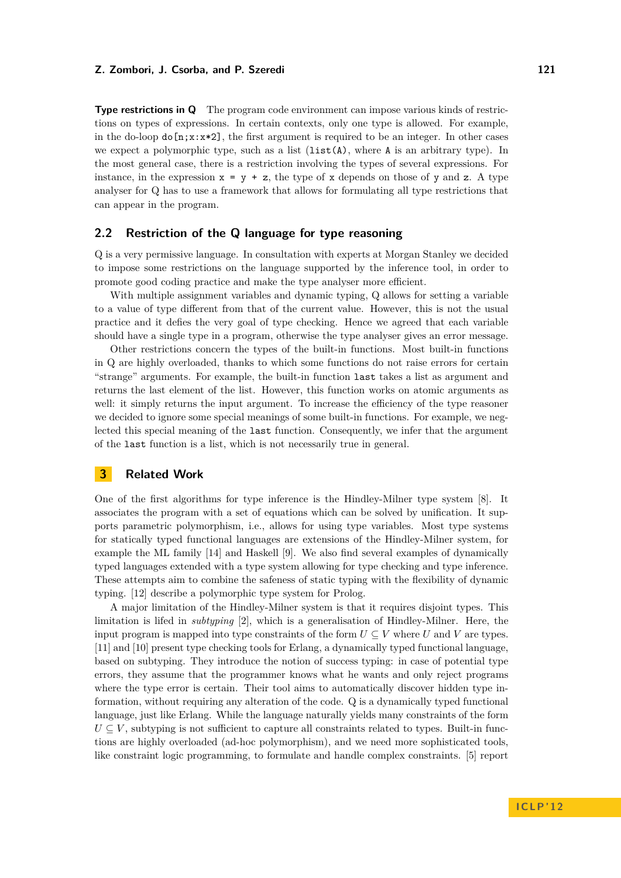**Type restrictions in Q** The program code environment can impose various kinds of restrictions on types of expressions. In certain contexts, only one type is allowed. For example, in the do-loop `do[n;x:x*2]`, the first argument is required to be an integer. In other cases we expect a polymorphic type, such as a list (`list(A)`, where `A` is an arbitrary type). In the most general case, there is a restriction involving the types of several expressions. For instance, in the expression `x = y + z`, the type of `x` depends on those of `y` and `z`. A type analyser for Q has to use a framework that allows for formulating all type restrictions that can appear in the program.

## 2.2 Restriction of the Q language for type reasoning

Q is a very permissive language. In consultation with experts at Morgan Stanley we decided to impose some restrictions on the language supported by the inference tool, in order to promote good coding practice and make the type analyser more efficient.

With multiple assignment variables and dynamic typing, Q allows for setting a variable to a value of type different from that of the current value. However, this is not the usual practice and it defies the very goal of type checking. Hence we agreed that each variable should have a single type in a program, otherwise the type analyser gives an error message.

Other restrictions concern the types of the built-in functions. Most built-in functions in Q are highly overloaded, thanks to which some functions do not raise errors for certain "strange" arguments. For example, the built-in function `last` takes a list as argument and returns the last element of the list. However, this function works on atomic arguments as well: it simply returns the input argument. To increase the efficiency of the type reasoner we decided to ignore some special meanings of some built-in functions. For example, we neglected this special meaning of the `last` function. Consequently, we infer that the argument of the `last` function is a list, which is not necessarily true in general.

# 3 Related Work

One of the first algorithms for type inference is the Hindley-Milner type system [8]. It associates the program with a set of equations which can be solved by unification. It supports parametric polymorphism, i.e., allows for using type variables. Most type systems for statically typed functional languages are extensions of the Hindley-Milner system, for example the ML family [14] and Haskell [9]. We also find several examples of dynamically typed languages extended with a type system allowing for type checking and type inference. These attempts aim to combine the safeness of static typing with the flexibility of dynamic typing. [12] describe a polymorphic type system for Prolog.

A major limitation of the Hindley-Milner system is that it requires disjoint types. This limitation is lifed in *subtyping* [2], which is a generalisation of Hindley-Milner. Here, the input program is mapped into type constraints of the form $U \subseteq V$ where $U$ and $V$ are types. [11] and [10] present type checking tools for Erlang, a dynamically typed functional language, based on subtyping. They introduce the notion of success typing: in case of potential type errors, they assume that the programmer knows what he wants and only reject programs where the type error is certain. Their tool aims to automatically discover hidden type information, without requiring any alteration of the code. Q is a dynamically typed functional language, just like Erlang. While the language naturally yields many constraints of the form $U \subseteq V$, subtyping is not sufficient to capture all constraints related to types. Built-in functions are highly overloaded (ad-hoc polymorphism), and we need more sophisticated tools, like constraint logic programming, to formulate and handle complex constraints. [5] report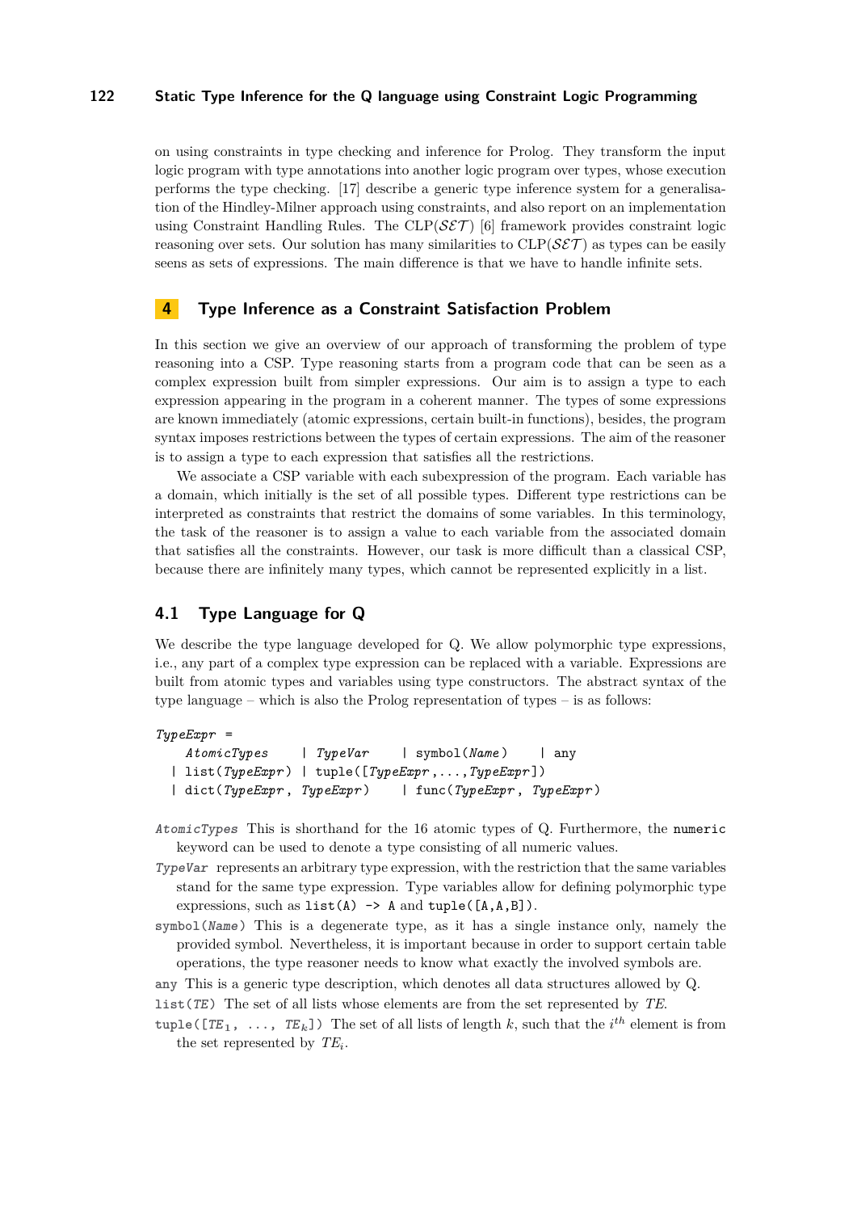on using constraints in type checking and inference for Prolog. They transform the input logic program with type annotations into another logic program over types, whose execution performs the type checking. [17] describe a generic type inference system for a generalisation of the Hindley-Milner approach using constraints, and also report on an implementation using Constraint Handling Rules. The CLP($\mathcal{SET}$) [6] framework provides constraint logic reasoning over sets. Our solution has many similarities to CLP($\mathcal{SET}$) as types can be easily seens as sets of expressions. The main difference is that we have to handle infinite sets.

## 4 Type Inference as a Constraint Satisfaction Problem

In this section we give an overview of our approach of transforming the problem of type reasoning into a CSP. Type reasoning starts from a program code that can be seen as a complex expression built from simpler expressions. Our aim is to assign a type to each expression appearing in the program in a coherent manner. The types of some expressions are known immediately (atomic expressions, certain built-in functions), besides, the program syntax imposes restrictions between the types of certain expressions. The aim of the reasoner is to assign a type to each expression that satisfies all the restrictions.

We associate a CSP variable with each subexpression of the program. Each variable has a domain, which initially is the set of all possible types. Different type restrictions can be interpreted as constraints that restrict the domains of some variables. In this terminology, the task of the reasoner is to assign a value to each variable from the associated domain that satisfies all the constraints. However, our task is more difficult than a classical CSP, because there are infinitely many types, which cannot be represented explicitly in a list.

### 4.1 Type Language for Q

We describe the type language developed for Q. We allow polymorphic type expressions, i.e., any part of a complex type expression can be replaced with a variable. Expressions are built from atomic types and variables using type constructors. The abstract syntax of the type language – which is also the Prolog representation of types – is as follows:

```
TypeExpr =
    AtomicTypes     | TypeVar    | symbol(Name)    | any
  | list(TypeExpr) | tuple([TypeExpr,...,TypeExpr])
  | dict(TypeExpr, TypeExpr)    | func(TypeExpr, TypeExpr)
```

*AtomicTypes* This is shorthand for the 16 atomic types of Q. Furthermore, the `numeric` keyword can be used to denote a type consisting of all numeric values.

*TypeVar* represents an arbitrary type expression, with the restriction that the same variables stand for the same type expression. Type variables allow for defining polymorphic type expressions, such as `list(A) -> A` and `tuple([A,A,B])`.

`symbol(Name)` This is a degenerate type, as it has a single instance only, namely the provided symbol. Nevertheless, it is important because in order to support certain table operations, the type reasoner needs to know what exactly the involved symbols are.

`any` This is a generic type description, which denotes all data structures allowed by Q.

`list(TE)` The set of all lists whose elements are from the set represented by *TE*.

`tuple([TE_1, ..., TE_k])` The set of all lists of length $k$, such that the $i^{th}$ element is from the set represented by $TE_i$.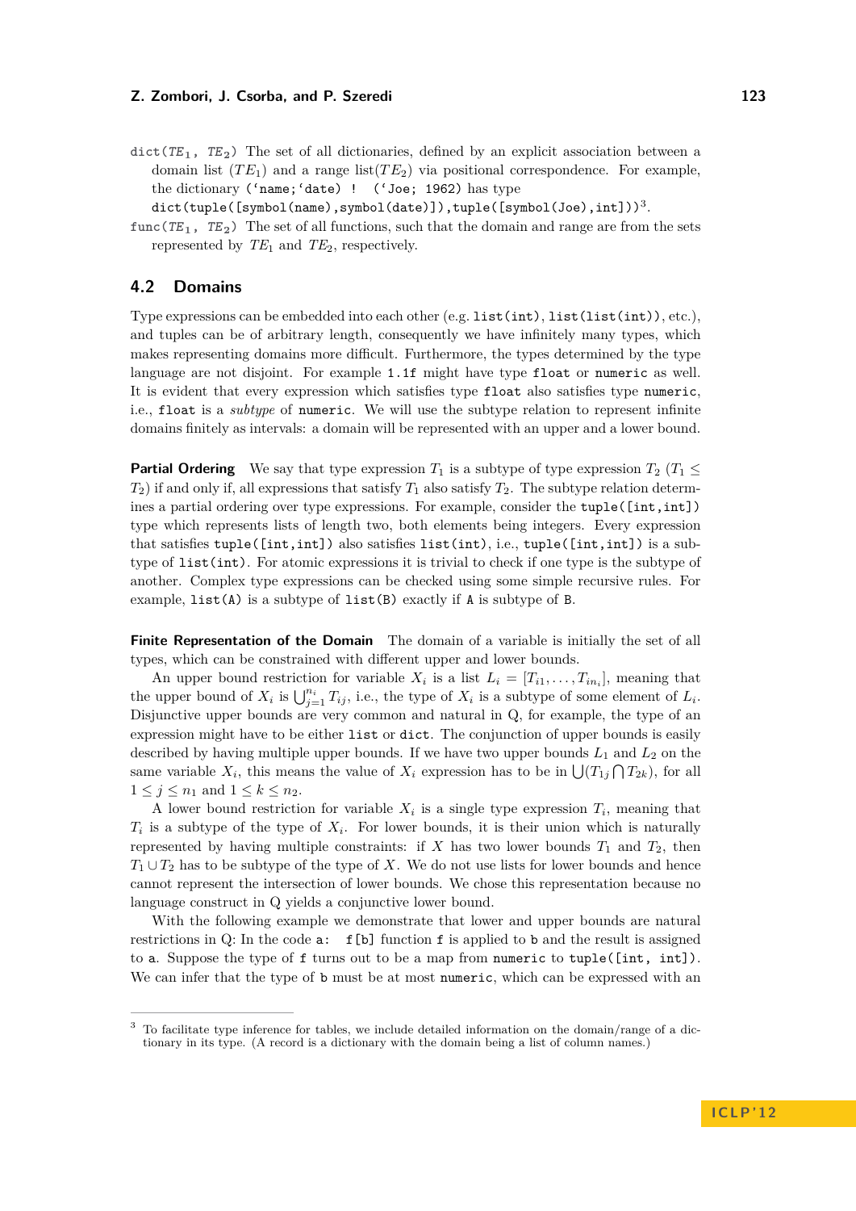`dict(TE1, TE2)` The set of all dictionaries, defined by an explicit association between a domain list ($TE_1$) and a range list($TE_2$) via positional correspondence. For example, the dictionary `(‘name;‘date) ! (‘Joe; 1962)` has type `dict(tuple([symbol(name),symbol(date)]),tuple([symbol(Joe),int]))`[3].

`func(TE1, TE2)` The set of all functions, such that the domain and range are from the sets represented by $TE_1$ and $TE_2$, respectively.

## 4.2 Domains

Type expressions can be embedded into each other (e.g. `list(int)`, `list(list(int))`, etc.), and tuples can be of arbitrary length, consequently we have infinitely many types, which makes representing domains more difficult. Furthermore, the types determined by the type language are not disjoint. For example `1.1f` might have type `float` or `numeric` as well. It is evident that every expression which satisfies type `float` also satisfies type `numeric`, i.e., `float` is a *subtype* of `numeric`. We will use the subtype relation to represent infinite domains finitely as intervals: a domain will be represented with an upper and a lower bound.

**Partial Ordering** We say that type expression $T_1$ is a subtype of type expression $T_2$ ($T_1 \leq T_2$) if and only if, all expressions that satisfy $T_1$ also satisfy $T_2$. The subtype relation determines a partial ordering over type expressions. For example, consider the `tuple([int,int])` type which represents lists of length two, both elements being integers. Every expression that satisfies `tuple([int,int])` also satisfies `list(int)`, i.e., `tuple([int,int])` is a subtype of `list(int)`. For atomic expressions it is trivial to check if one type is the subtype of another. Complex type expressions can be checked using some simple recursive rules. For example, `list(A)` is a subtype of `list(B)` exactly if `A` is subtype of `B`.

**Finite Representation of the Domain** The domain of a variable is initially the set of all types, which can be constrained with different upper and lower bounds.

An upper bound restriction for variable $X_i$ is a list $L_i = [T_{i1}, \ldots, T_{in_i}]$, meaning that the upper bound of $X_i$ is $\bigcup_{j=1}^{n_i} T_{ij}$, i.e., the type of $X_i$ is a subtype of some element of $L_i$. Disjunctive upper bounds are very common and natural in Q, for example, the type of an expression might have to be either `list` or `dict`. The conjunction of upper bounds is easily described by having multiple upper bounds. If we have two upper bounds $L_1$ and $L_2$ on the same variable $X_i$, this means the value of $X_i$ expression has to be in $\bigcup(T_{1j} \bigcap T_{2k})$, for all $1 \leq j \leq n_1$ and $1 \leq k \leq n_2$.

A lower bound restriction for variable $X_i$ is a single type expression $T_i$, meaning that $T_i$ is a subtype of the type of $X_i$. For lower bounds, it is their union which is naturally represented by having multiple constraints: if $X$ has two lower bounds $T_1$ and $T_2$, then $T_1 \cup T_2$ has to be subtype of the type of $X$. We do not use lists for lower bounds and hence cannot represent the intersection of lower bounds. We chose this representation because no language construct in Q yields a conjunctive lower bound.

With the following example we demonstrate that lower and upper bounds are natural restrictions in Q: In the code `a: f[b]` function `f` is applied to `b` and the result is assigned to `a`. Suppose the type of `f` turns out to be a map from `numeric` to `tuple([int, int])`. We can infer that the type of `b` must be at most `numeric`, which can be expressed with an

[3] To facilitate type inference for tables, we include detailed information on the domain/range of a dictionary in its type. (A record is a dictionary with the domain being a list of column names.)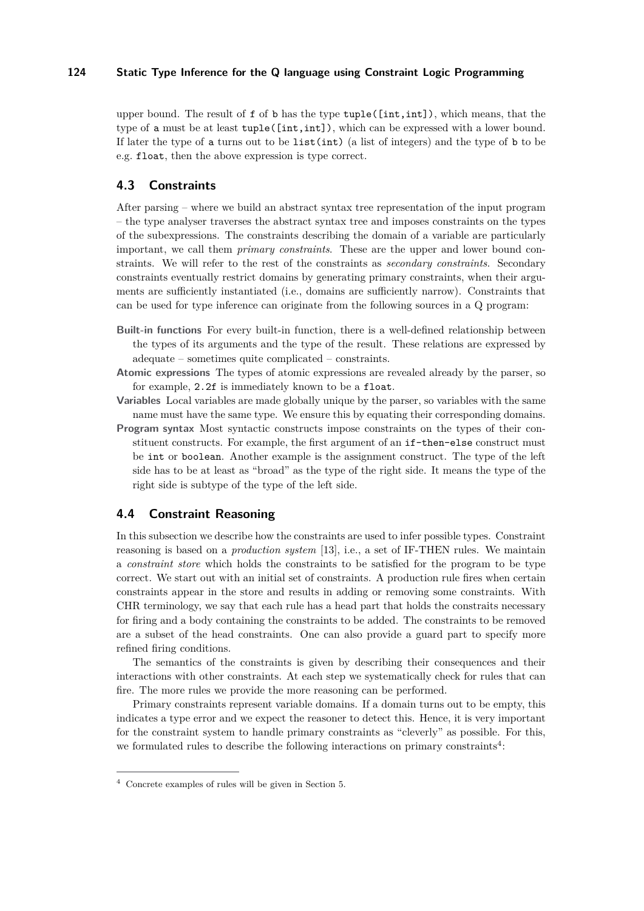upper bound. The result of `f` of `b` has the type `tuple([int,int])`, which means, that the type of `a` must be at least `tuple([int,int])`, which can be expressed with a lower bound. If later the type of `a` turns out to be `list(int)` (a list of integers) and the type of `b` to be e.g. `float`, then the above expression is type correct.

## 4.3 Constraints

After parsing – where we build an abstract syntax tree representation of the input program – the type analyser traverses the abstract syntax tree and imposes constraints on the types of the subexpressions. The constraints describing the domain of a variable are particularly important, we call them *primary constraints*. These are the upper and lower bound constraints. We will refer to the rest of the constraints as *secondary constraints*. Secondary constraints eventually restrict domains by generating primary constraints, when their arguments are sufficiently instantiated (i.e., domains are sufficiently narrow). Constraints that can be used for type inference can originate from the following sources in a Q program:

- **Built-in functions** For every built-in function, there is a well-defined relationship between the types of its arguments and the type of the result. These relations are expressed by adequate – sometimes quite complicated – constraints.
- **Atomic expressions** The types of atomic expressions are revealed already by the parser, so for example, `2.2f` is immediately known to be a `float`.
- **Variables** Local variables are made globally unique by the parser, so variables with the same name must have the same type. We ensure this by equating their corresponding domains.
- **Program syntax** Most syntactic constructs impose constraints on the types of their constituent constructs. For example, the first argument of an `if-then-else` construct must be `int` or `boolean`. Another example is the assignment construct. The type of the left side has to be at least as "broad" as the type of the right side. It means the type of the right side is subtype of the type of the left side.

## 4.4 Constraint Reasoning

In this subsection we describe how the constraints are used to infer possible types. Constraint reasoning is based on a *production system* [13], i.e., a set of IF-THEN rules. We maintain a *constraint store* which holds the constraints to be satisfied for the program to be type correct. We start out with an initial set of constraints. A production rule fires when certain constraints appear in the store and results in adding or removing some constraints. With CHR terminology, we say that each rule has a head part that holds the constraits necessary for firing and a body containing the constraints to be added. The constraints to be removed are a subset of the head constraints. One can also provide a guard part to specify more refined firing conditions.

The semantics of the constraints is given by describing their consequences and their interactions with other constraints. At each step we systematically check for rules that can fire. The more rules we provide the more reasoning can be performed.

Primary constraints represent variable domains. If a domain turns out to be empty, this indicates a type error and we expect the reasoner to detect this. Hence, it is very important for the constraint system to handle primary constraints as "cleverly" as possible. For this, we formulated rules to describe the following interactions on primary constraints[4]:

[4] Concrete examples of rules will be given in Section 5.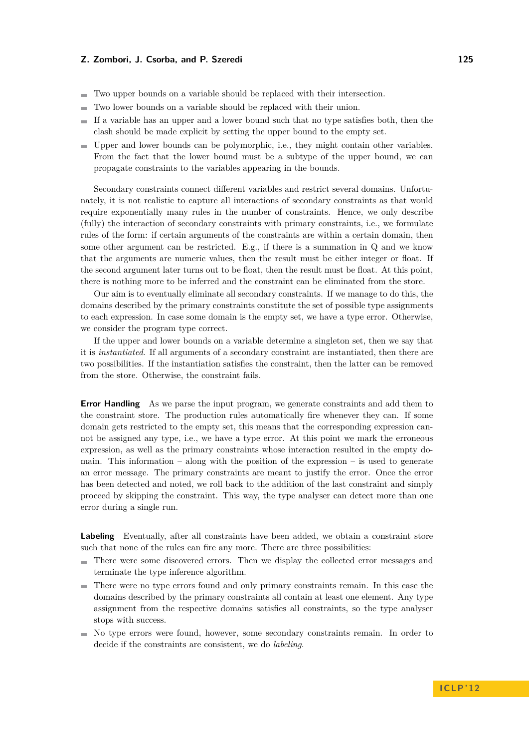- Two upper bounds on a variable should be replaced with their intersection.
- Two lower bounds on a variable should be replaced with their union.
- If a variable has an upper and a lower bound such that no type satisfies both, then the clash should be made explicit by setting the upper bound to the empty set.
- Upper and lower bounds can be polymorphic, i.e., they might contain other variables. From the fact that the lower bound must be a subtype of the upper bound, we can propagate constraints to the variables appearing in the bounds.

Secondary constraints connect different variables and restrict several domains. Unfortunately, it is not realistic to capture all interactions of secondary constraints as that would require exponentially many rules in the number of constraints. Hence, we only describe (fully) the interaction of secondary constraints with primary constraints, i.e., we formulate rules of the form: if certain arguments of the constraints are within a certain domain, then some other argument can be restricted. E.g., if there is a summation in Q and we know that the arguments are numeric values, then the result must be either integer or float. If the second argument later turns out to be float, then the result must be float. At this point, there is nothing more to be inferred and the constraint can be eliminated from the store.

Our aim is to eventually eliminate all secondary constraints. If we manage to do this, the domains described by the primary constraints constitute the set of possible type assignments to each expression. In case some domain is the empty set, we have a type error. Otherwise, we consider the program type correct.

If the upper and lower bounds on a variable determine a singleton set, then we say that it is *instantiated*. If all arguments of a secondary constraint are instantiated, then there are two possibilities. If the instantiation satisfies the constraint, then the latter can be removed from the store. Otherwise, the constraint fails.

**Error Handling** As we parse the input program, we generate constraints and add them to the constraint store. The production rules automatically fire whenever they can. If some domain gets restricted to the empty set, this means that the corresponding expression cannot be assigned any type, i.e., we have a type error. At this point we mark the erroneous expression, as well as the primary constraints whose interaction resulted in the empty domain. This information – along with the position of the expression – is used to generate an error message. The primary constraints are meant to justify the error. Once the error has been detected and noted, we roll back to the addition of the last constraint and simply proceed by skipping the constraint. This way, the type analyser can detect more than one error during a single run.

**Labeling** Eventually, after all constraints have been added, we obtain a constraint store such that none of the rules can fire any more. There are three possibilities:

- There were some discovered errors. Then we display the collected error messages and terminate the type inference algorithm.
- There were no type errors found and only primary constraints remain. In this case the domains described by the primary constraints all contain at least one element. Any type assignment from the respective domains satisfies all constraints, so the type analyser stops with success.
- No type errors were found, however, some secondary constraints remain. In order to decide if the constraints are consistent, we do *labeling*.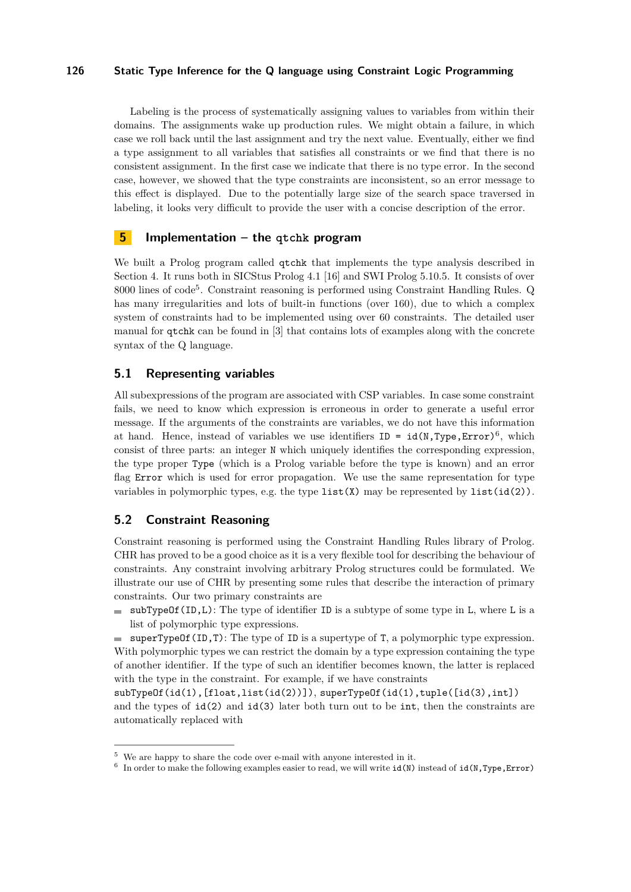Labeling is the process of systematically assigning values to variables from within their domains. The assignments wake up production rules. We might obtain a failure, in which case we roll back until the last assignment and try the next value. Eventually, either we find a type assignment to all variables that satisfies all constraints or we find that there is no consistent assignment. In the first case we indicate that there is no type error. In the second case, however, we showed that the type constraints are inconsistent, so an error message to this effect is displayed. Due to the potentially large size of the search space traversed in labeling, it looks very difficult to provide the user with a concise description of the error.

## 5 Implementation – the `qtchk` program

We built a Prolog program called `qtchk` that implements the type analysis described in Section 4. It runs both in SICStus Prolog 4.1 [16] and SWI Prolog 5.10.5. It consists of over 8000 lines of code[5]. Constraint reasoning is performed using Constraint Handling Rules. Q has many irregularities and lots of built-in functions (over 160), due to which a complex system of constraints had to be implemented using over 60 constraints. The detailed user manual for `qtchk` can be found in [3] that contains lots of examples along with the concrete syntax of the Q language.

### 5.1 Representing variables

All subexpressions of the program are associated with CSP variables. In case some constraint fails, we need to know which expression is erroneous in order to generate a useful error message. If the arguments of the constraints are variables, we do not have this information at hand. Hence, instead of variables we use identifiers `ID = id(N,Type,Error)`[6], which consist of three parts: an integer `N` which uniquely identifies the corresponding expression, the type proper `Type` (which is a Prolog variable before the type is known) and an error flag `Error` which is used for error propagation. We use the same representation for type variables in polymorphic types, e.g. the type `list(X)` may be represented by `list(id(2))`.

### 5.2 Constraint Reasoning

Constraint reasoning is performed using the Constraint Handling Rules library of Prolog. CHR has proved to be a good choice as it is a very flexible tool for describing the behaviour of constraints. Any constraint involving arbitrary Prolog structures could be formulated. We illustrate our use of CHR by presenting some rules that describe the interaction of primary constraints. Our two primary constraints are

- `subTypeOf(ID,L)`: The type of identifier `ID` is a subtype of some type in `L`, where `L` is a list of polymorphic type expressions.
- `superTypeOf(ID,T)`: The type of `ID` is a supertype of `T`, a polymorphic type expression.

With polymorphic types we can restrict the domain by a type expression containing the type of another identifier. If the type of such an identifier becomes known, the latter is replaced with the type in the constraint. For example, if we have constraints `subTypeOf(id(1),[float,list(id(2))])`, `superTypeOf(id(1),tuple([id(3),int])` and the types of `id(2)` and `id(3)` later both turn out to be `int`, then the constraints are automatically replaced with

---

[5] We are happy to share the code over e-mail with anyone interested in it.

[6] In order to make the following examples easier to read, we will write `id(N)` instead of `id(N,Type,Error)`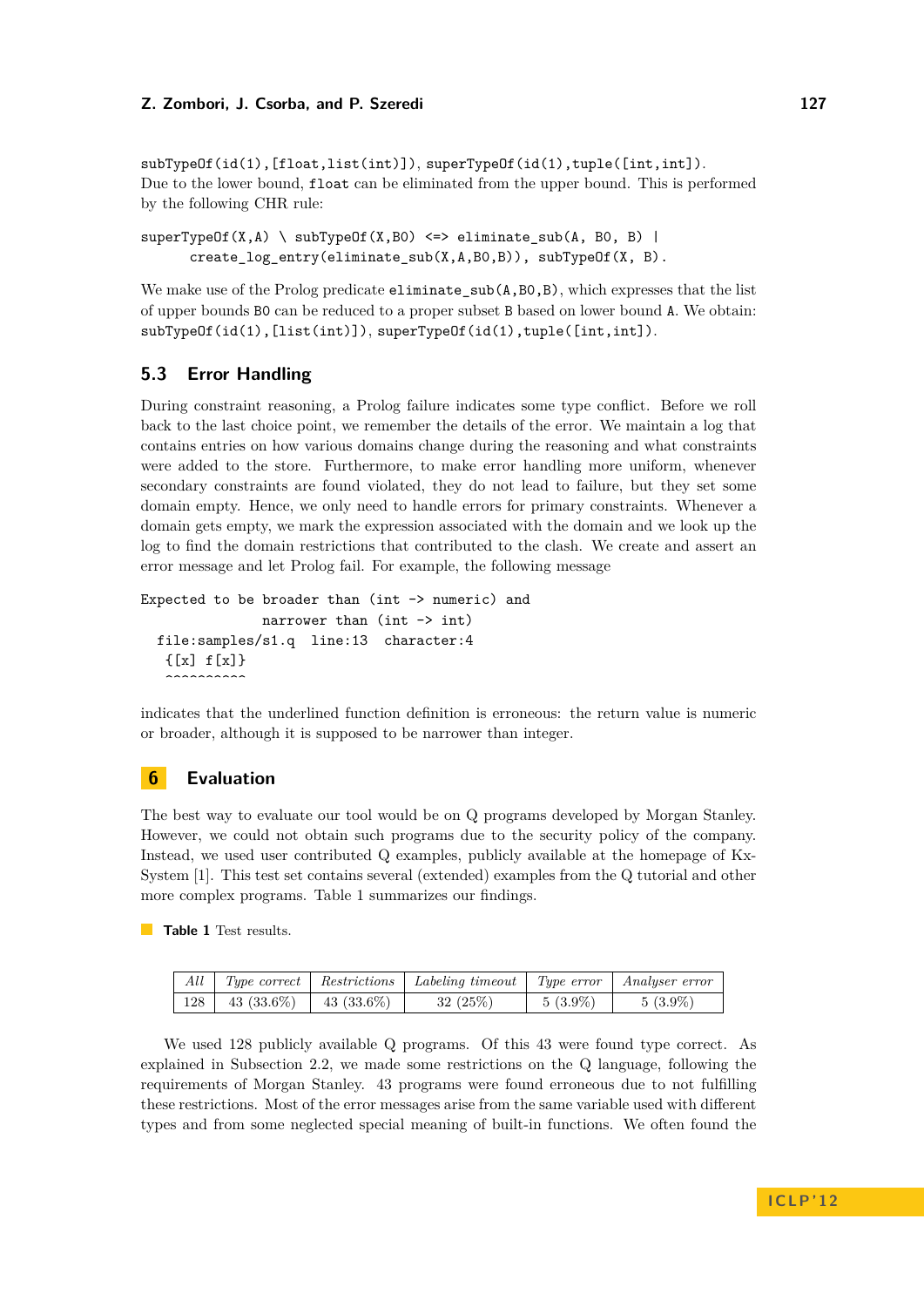subTypeOf(id(1),[float,list(int)]), superTypeOf(id(1),tuple([int,int]).
Due to the lower bound, float can be eliminated from the upper bound. This is performed by the following CHR rule:

```
superTypeOf(X,A) \ subTypeOf(X,B0) <=> eliminate_sub(A, B0, B) |
      create_log_entry(eliminate_sub(X,A,B0,B)), subTypeOf(X, B).
```

We make use of the Prolog predicate eliminate_sub(A,B0,B), which expresses that the list of upper bounds B0 can be reduced to a proper subset B based on lower bound A. We obtain: subTypeOf(id(1),[list(int)]), superTypeOf(id(1),tuple([int,int]).

## 5.3 Error Handling

During constraint reasoning, a Prolog failure indicates some type conflict. Before we roll back to the last choice point, we remember the details of the error. We maintain a log that contains entries on how various domains change during the reasoning and what constraints were added to the store. Furthermore, to make error handling more uniform, whenever secondary constraints are found violated, they do not lead to failure, but they set some domain empty. Hence, we only need to handle errors for primary constraints. Whenever a domain gets empty, we mark the expression associated with the domain and we look up the log to find the domain restrictions that contributed to the clash. We create and assert an error message and let Prolog fail. For example, the following message

```
Expected to be broader than (int -> numeric) and
               narrower than (int -> int)
  file:samples/s1.q  line:13  character:4
   {[x] f[x]}
   ^^^^^^^^^^
```

indicates that the underlined function definition is erroneous: the return value is numeric or broader, although it is supposed to be narrower than integer.

# 6 Evaluation

The best way to evaluate our tool would be on Q programs developed by Morgan Stanley. However, we could not obtain such programs due to the security policy of the company. Instead, we used user contributed Q examples, publicly available at the homepage of Kx-System [1]. This test set contains several (extended) examples from the Q tutorial and other more complex programs. Table 1 summarizes our findings.

**Table 1** Test results.

| *All* | *Type correct* | *Restrictions* | *Labeling timeout* | *Type error* | *Analyser error* |
|---|---|---|---|---|---|
| 128 | 43 (33.6%) | 43 (33.6%) | 32 (25%) | 5 (3.9%) | 5 (3.9%) |

We used 128 publicly available Q programs. Of this 43 were found type correct. As explained in Subsection 2.2, we made some restrictions on the Q language, following the requirements of Morgan Stanley. 43 programs were found erroneous due to not fulfilling these restrictions. Most of the error messages arise from the same variable used with different types and from some neglected special meaning of built-in functions. We often found the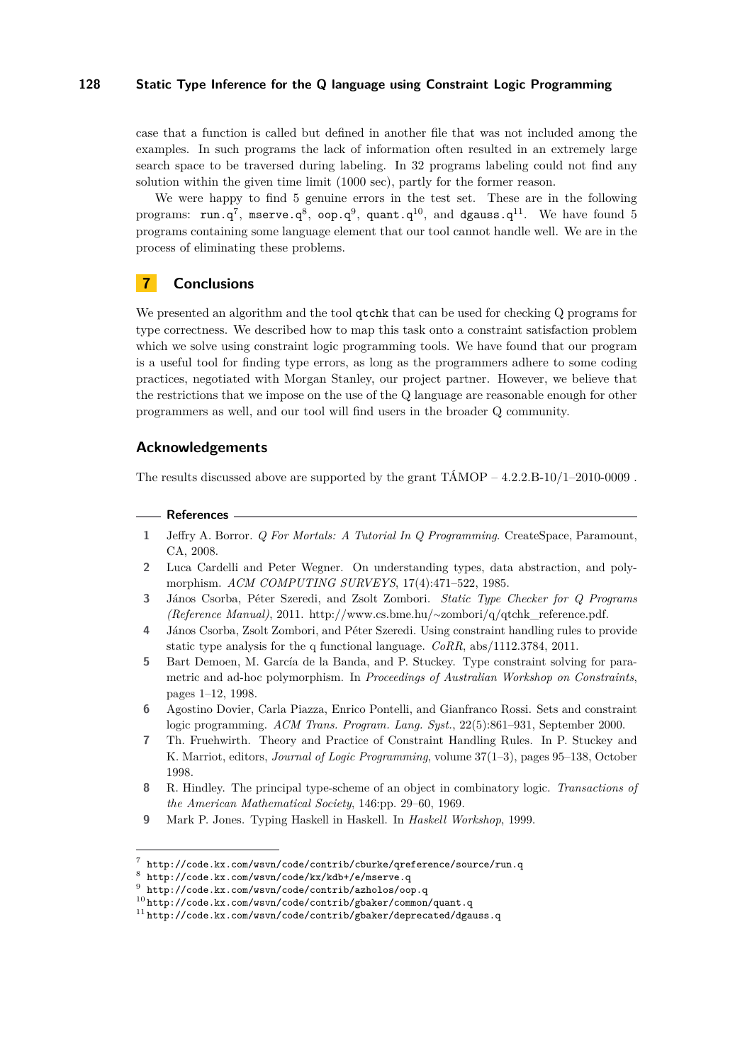case that a function is called but defined in another file that was not included among the examples. In such programs the lack of information often resulted in an extremely large search space to be traversed during labeling. In 32 programs labeling could not find any solution within the given time limit (1000 sec), partly for the former reason.

We were happy to find 5 genuine errors in the test set. These are in the following programs: `run.q`[7], `mserve.q`[8], `oop.q`[9], `quant.q`[10], and `dgauss.q`[11]. We have found 5 programs containing some language element that our tool cannot handle well. We are in the process of eliminating these problems.

## 7 Conclusions

We presented an algorithm and the tool `qtchk` that can be used for checking Q programs for type correctness. We described how to map this task onto a constraint satisfaction problem which we solve using constraint logic programming tools. We have found that our program is a useful tool for finding type errors, as long as the programmers adhere to some coding practices, negotiated with Morgan Stanley, our project partner. However, we believe that the restrictions that we impose on the use of the Q language are reasonable enough for other programmers as well, and our tool will find users in the broader Q community.

## Acknowledgements

The results discussed above are supported by the grant TÁMOP – 4.2.2.B-10/1–2010-0009 .

## References

1. Jeffry A. Borror. *Q For Mortals: A Tutorial In Q Programming*. CreateSpace, Paramount, CA, 2008.
2. Luca Cardelli and Peter Wegner. On understanding types, data abstraction, and polymorphism. *ACM COMPUTING SURVEYS*, 17(4):471–522, 1985.
3. János Csorba, Péter Szeredi, and Zsolt Zombori. *Static Type Checker for Q Programs (Reference Manual)*, 2011. http://www.cs.bme.hu/~zombori/q/qtchk_reference.pdf.
4. János Csorba, Zsolt Zombori, and Péter Szeredi. Using constraint handling rules to provide static type analysis for the q functional language. *CoRR*, abs/1112.3784, 2011.
5. Bart Demoen, M. García de la Banda, and P. Stuckey. Type constraint solving for parametric and ad-hoc polymorphism. In *Proceedings of Australian Workshop on Constraints*, pages 1–12, 1998.
6. Agostino Dovier, Carla Piazza, Enrico Pontelli, and Gianfranco Rossi. Sets and constraint logic programming. *ACM Trans. Program. Lang. Syst.*, 22(5):861–931, September 2000.
7. Th. Fruehwirth. Theory and Practice of Constraint Handling Rules. In P. Stuckey and K. Marriot, editors, *Journal of Logic Programming*, volume 37(1–3), pages 95–138, October 1998.
8. R. Hindley. The principal type-scheme of an object in combinatory logic. *Transactions of the American Mathematical Society*, 146:pp. 29–60, 1969.
9. Mark P. Jones. Typing Haskell in Haskell. In *Haskell Workshop*, 1999.

---

[7] http://code.kx.com/wsvn/code/contrib/cburke/qreference/source/run.q
[8] http://code.kx.com/wsvn/code/kx/kdb+/e/mserve.q
[9] http://code.kx.com/wsvn/code/contrib/azholos/oop.q
[10] http://code.kx.com/wsvn/code/contrib/gbaker/common/quant.q
[11] http://code.kx.com/wsvn/code/contrib/gbaker/deprecated/dgauss.q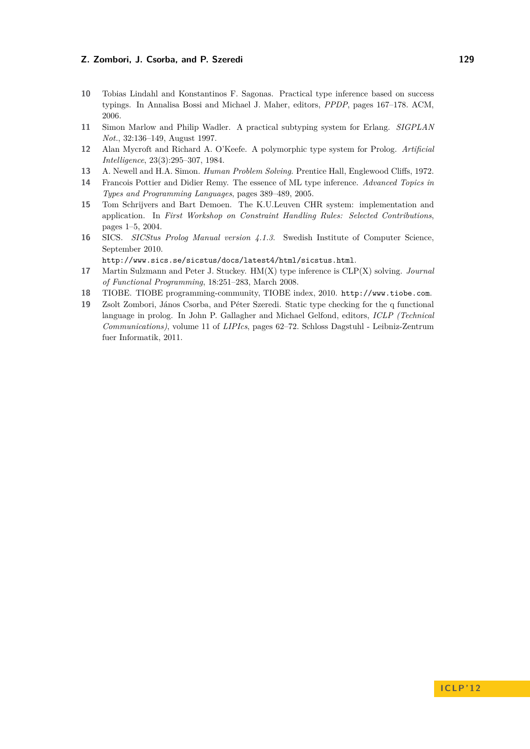10 Tobias Lindahl and Konstantinos F. Sagonas. Practical type inference based on success typings. In Annalisa Bossi and Michael J. Maher, editors, *PPDP*, pages 167–178. ACM, 2006.

11 Simon Marlow and Philip Wadler. A practical subtyping system for Erlang. *SIGPLAN Not.*, 32:136–149, August 1997.

12 Alan Mycroft and Richard A. O'Keefe. A polymorphic type system for Prolog. *Artificial Intelligence*, 23(3):295–307, 1984.

13 A. Newell and H.A. Simon. *Human Problem Solving*. Prentice Hall, Englewood Cliffs, 1972.

14 Francois Pottier and Didier Remy. The essence of ML type inference. *Advanced Topics in Types and Programming Languages*, pages 389–489, 2005.

15 Tom Schrijvers and Bart Demoen. The K.U.Leuven CHR system: implementation and application. In *First Workshop on Constraint Handling Rules: Selected Contributions*, pages 1–5, 2004.

16 SICS. *SICStus Prolog Manual version 4.1.3.* Swedish Institute of Computer Science, September 2010.
`http://www.sics.se/sicstus/docs/latest4/html/sicstus.html`.

17 Martin Sulzmann and Peter J. Stuckey. HM(X) type inference is CLP(X) solving. *Journal of Functional Programming*, 18:251–283, March 2008.

18 TIOBE. TIOBE programming-community, TIOBE index, 2010. `http://www.tiobe.com`.

19 Zsolt Zombori, János Csorba, and Péter Szeredi. Static type checking for the q functional language in prolog. In John P. Gallagher and Michael Gelfond, editors, *ICLP (Technical Communications)*, volume 11 of *LIPIcs*, pages 62–72. Schloss Dagstuhl - Leibniz-Zentrum fuer Informatik, 2011.